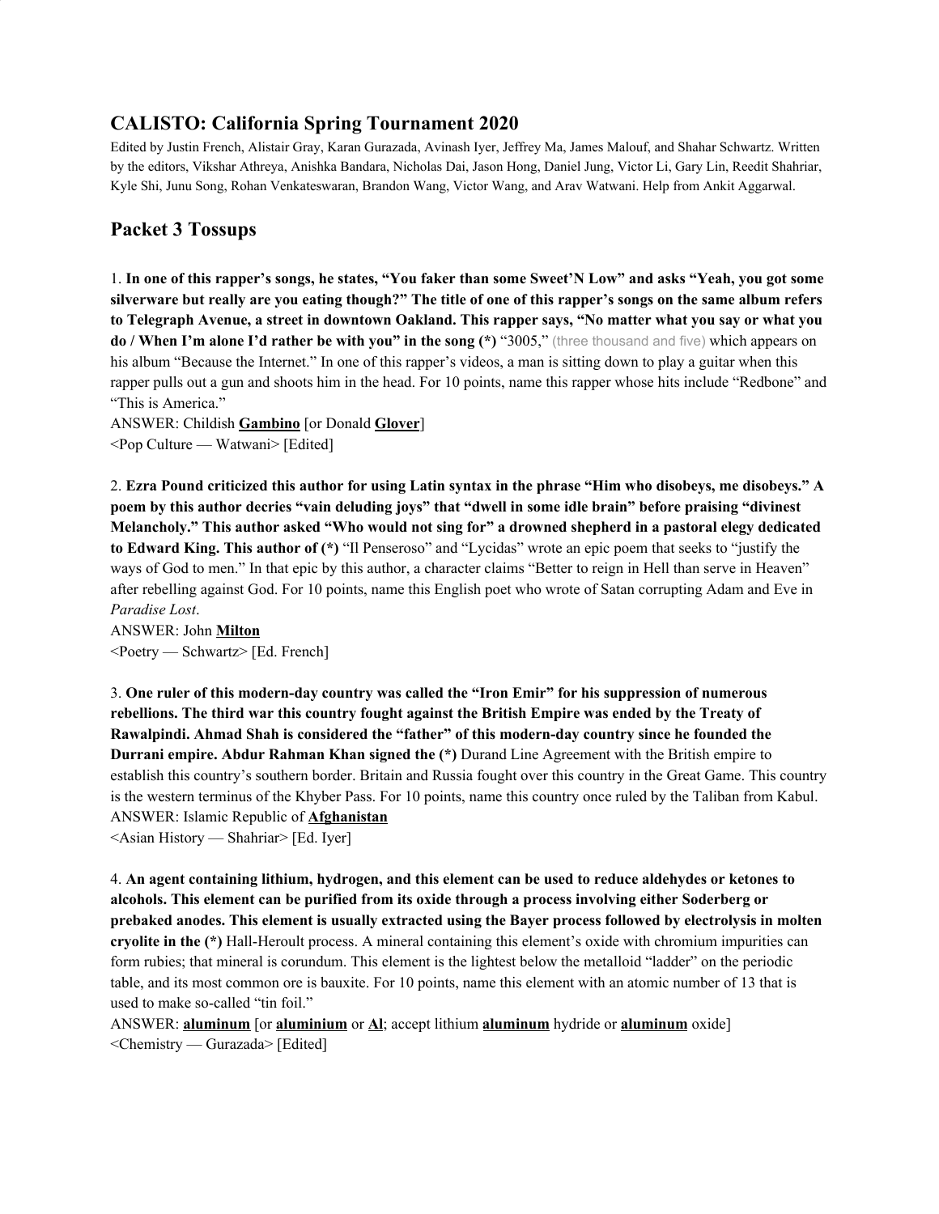## CALISTO: California Spring Tournament 2020

Edited by Justin French, Alistair Gray, Karan Gurazada, Avinash Iyer, Jeffrey Ma, James Malouf, and Shahar Schwartz. Written by the editors, Vikshar Athreya, Anishka Bandara, Nicholas Dai, Jason Hong, Daniel Jung, Victor Li, Gary Lin, Reedit Shahriar, Kyle Shi, Junu Song, Rohan Venkateswaran, Brandon Wang, Victor Wang, and Arav Watwani. Help from Ankit Aggarwal.

## Packet 3 Tossups

1. **In one of this rapper's songs, he states, "You faker than some Sweet'N Low" and asks "Yeah, you got some silverware but really are you eating though?" The title of one of this rapper's songs on the same album refers to Telegraph Avenue, a street in downtown Oakland. This rapper says, "No matter what you say or what you do / When I'm alone I'd rather be with you" in the song (*)** "3005," (three thousand and five) which appears on his album "Because the Internet." In one of this rapper's videos, a man is sitting down to play a guitar when this rapper pulls out a gun and shoots him in the head. For 10 points, name this rapper whose hits include "Redbone" and "This is America."
ANSWER: Childish **Gambino** [or Donald **Glover**]
<Pop Culture — Watwani> [Edited]

2. **Ezra Pound criticized this author for using Latin syntax in the phrase "Him who disobeys, me disobeys." A poem by this author decries "vain deluding joys" that "dwell in some idle brain" before praising "divinest Melancholy." This author asked "Who would not sing for" a drowned shepherd in a pastoral elegy dedicated to Edward King. This author of (*)** "Il Penseroso" and "Lycidas" wrote an epic poem that seeks to "justify the ways of God to men." In that epic by this author, a character claims "Better to reign in Hell than serve in Heaven" after rebelling against God. For 10 points, name this English poet who wrote of Satan corrupting Adam and Eve in *Paradise Lost*.
ANSWER: John **Milton**
<Poetry — Schwartz> [Ed. French]

3. **One ruler of this modern-day country was called the "Iron Emir" for his suppression of numerous rebellions. The third war this country fought against the British Empire was ended by the Treaty of Rawalpindi. Ahmad Shah is considered the "father" of this modern-day country since he founded the Durrani empire. Abdur Rahman Khan signed the (*)** Durand Line Agreement with the British empire to establish this country's southern border. Britain and Russia fought over this country in the Great Game. This country is the western terminus of the Khyber Pass. For 10 points, name this country once ruled by the Taliban from Kabul.
ANSWER: Islamic Republic of **Afghanistan**
<Asian History — Shahriar> [Ed. Iyer]

4. **An agent containing lithium, hydrogen, and this element can be used to reduce aldehydes or ketones to alcohols. This element can be purified from its oxide through a process involving either Soderberg or prebaked anodes. This element is usually extracted using the Bayer process followed by electrolysis in molten cryolite in the (*)** Hall-Heroult process. A mineral containing this element's oxide with chromium impurities can form rubies; that mineral is corundum. This element is the lightest below the metalloid "ladder" on the periodic table, and its most common ore is bauxite. For 10 points, name this element with an atomic number of 13 that is used to make so-called "tin foil."
ANSWER: **aluminum** [or **aluminium** or **Al**; accept lithium **aluminum** hydride or **aluminum** oxide]
<Chemistry — Gurazada> [Edited]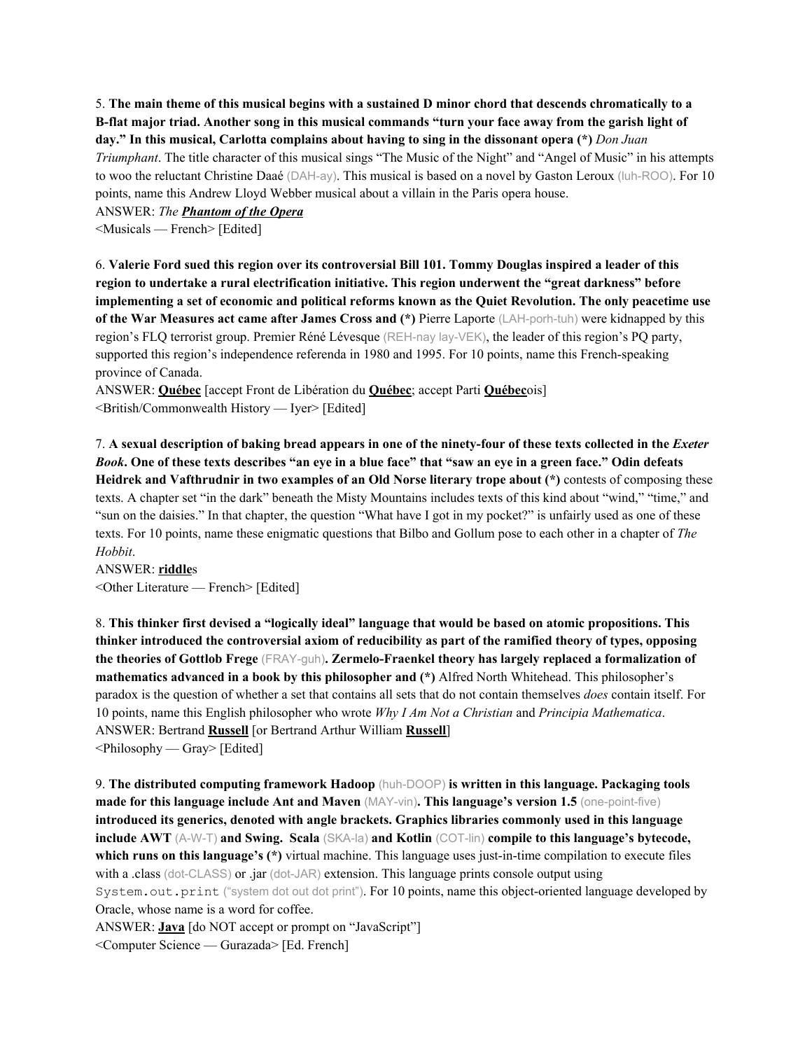5. **The main theme of this musical begins with a sustained D minor chord that descends chromatically to a B-flat major triad. Another song in this musical commands "turn your face away from the garish light of day." In this musical, Carlotta complains about having to sing in the dissonant opera (\*)** *Don Juan Triumphant*. The title character of this musical sings "The Music of the Night" and "Angel of Music" in his attempts to woo the reluctant Christine Daaé (DAH-ay). This musical is based on a novel by Gaston Leroux (luh-ROO). For 10 points, name this Andrew Lloyd Webber musical about a villain in the Paris opera house.

ANSWER: *The* ***Phantom of the Opera***

<Musicals — French> [Edited]

6. **Valerie Ford sued this region over its controversial Bill 101. Tommy Douglas inspired a leader of this region to undertake a rural electrification initiative. This region underwent the "great darkness" before implementing a set of economic and political reforms known as the Quiet Revolution. The only peacetime use of the War Measures act came after James Cross and (\*)** Pierre Laporte (LAH-porh-tuh) were kidnapped by this region's FLQ terrorist group. Premier Réné Lévesque (REH-nay lay-VEK), the leader of this region's PQ party, supported this region's independence referenda in 1980 and 1995. For 10 points, name this French-speaking province of Canada.

ANSWER: **Québec** [accept Front de Libération du **Québec**; accept Parti **Québec**ois]

<British/Commonwealth History — Iyer> [Edited]

7. **A sexual description of baking bread appears in one of the ninety-four of these texts collected in the *Exeter Book*. One of these texts describes "an eye in a blue face" that "saw an eye in a green face." Odin defeats Heidrek and Vafthrudnir in two examples of an Old Norse literary trope about (\*)** contests of composing these texts. A chapter set "in the dark" beneath the Misty Mountains includes texts of this kind about "wind," "time," and "sun on the daisies." In that chapter, the question "What have I got in my pocket?" is unfairly used as one of these texts. For 10 points, name these enigmatic questions that Bilbo and Gollum pose to each other in a chapter of *The Hobbit*.

ANSWER: **riddle**s

<Other Literature — French> [Edited]

8. **This thinker first devised a "logically ideal" language that would be based on atomic propositions. This thinker introduced the controversial axiom of reducibility as part of the ramified theory of types, opposing the theories of Gottlob Frege** (FRAY-guh)**. Zermelo-Fraenkel theory has largely replaced a formalization of mathematics advanced in a book by this philosopher and (\*)** Alfred North Whitehead. This philosopher's paradox is the question of whether a set that contains all sets that do not contain themselves *does* contain itself. For 10 points, name this English philosopher who wrote *Why I Am Not a Christian* and *Principia Mathematica*.

ANSWER: Bertrand **Russell** [or Bertrand Arthur William **Russell**]

<Philosophy — Gray> [Edited]

9. **The distributed computing framework Hadoop** (huh-DOOP) **is written in this language. Packaging tools made for this language include Ant and Maven** (MAY-vin)**. This language's version 1.5** (one-point-five) **introduced its generics, denoted with angle brackets. Graphics libraries commonly used in this language include AWT** (A-W-T) **and Swing. Scala** (SKA-la) **and Kotlin** (COT-lin) **compile to this language's bytecode, which runs on this language's (\*)** virtual machine. This language uses just-in-time compilation to execute files with a .class (dot-CLASS) or .jar (dot-JAR) extension. This language prints console output using `System.out.print` ("system dot out dot print"). For 10 points, name this object-oriented language developed by Oracle, whose name is a word for coffee.

ANSWER: **Java** [do NOT accept or prompt on "JavaScript"]

<Computer Science — Gurazada> [Ed. French]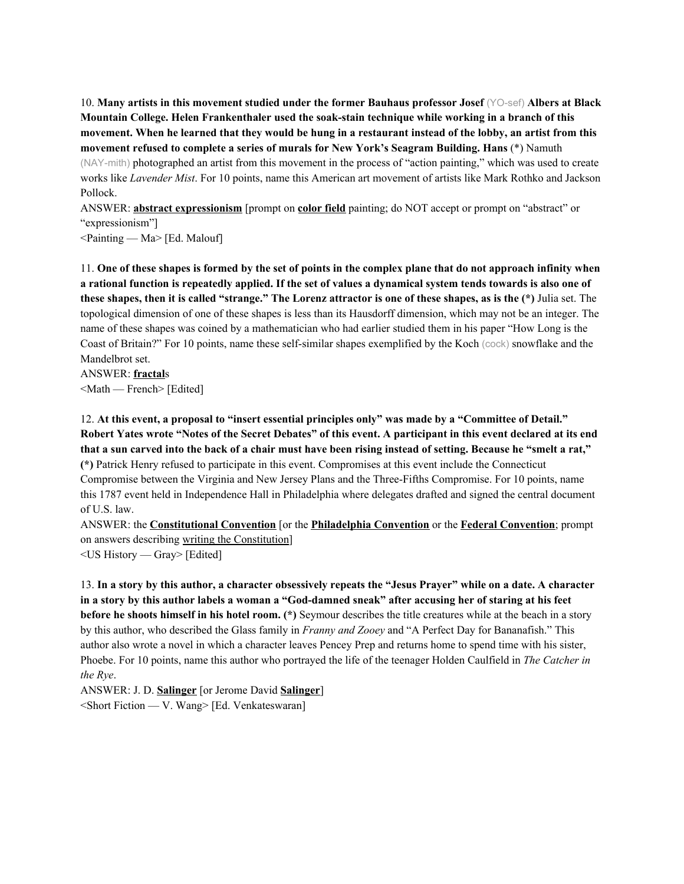10. **Many artists in this movement studied under the former Bauhaus professor Josef** (YO-sef) **Albers at Black Mountain College. Helen Frankenthaler used the soak-stain technique while working in a branch of this movement. When he learned that they would be hung in a restaurant instead of the lobby, an artist from this movement refused to complete a series of murals for New York's Seagram Building. Hans** (*) Namuth (NAY-mith) photographed an artist from this movement in the process of "action painting," which was used to create works like *Lavender Mist*. For 10 points, name this American art movement of artists like Mark Rothko and Jackson Pollock.
ANSWER: **abstract expressionism** [prompt on **color field** painting; do NOT accept or prompt on "abstract" or "expressionism"]
<Painting — Ma> [Ed. Malouf]

11. **One of these shapes is formed by the set of points in the complex plane that do not approach infinity when a rational function is repeatedly applied. If the set of values a dynamical system tends towards is also one of these shapes, then it is called "strange." The Lorenz attractor is one of these shapes, as is the (*)** Julia set. The topological dimension of one of these shapes is less than its Hausdorff dimension, which may not be an integer. The name of these shapes was coined by a mathematician who had earlier studied them in his paper "How Long is the Coast of Britain?" For 10 points, name these self-similar shapes exemplified by the Koch (cock) snowflake and the Mandelbrot set.
ANSWER: **fractal**s
<Math — French> [Edited]

12. **At this event, a proposal to "insert essential principles only" was made by a "Committee of Detail." Robert Yates wrote "Notes of the Secret Debates" of this event. A participant in this event declared at its end that a sun carved into the back of a chair must have been rising instead of setting. Because he "smelt a rat," (*)** Patrick Henry refused to participate in this event. Compromises at this event include the Connecticut Compromise between the Virginia and New Jersey Plans and the Three-Fifths Compromise. For 10 points, name this 1787 event held in Independence Hall in Philadelphia where delegates drafted and signed the central document of U.S. law.
ANSWER: the **Constitutional Convention** [or the **Philadelphia Convention** or the **Federal Convention**; prompt on answers describing writing the Constitution]
<US History — Gray> [Edited]

13. **In a story by this author, a character obsessively repeats the "Jesus Prayer" while on a date. A character in a story by this author labels a woman a "God-damned sneak" after accusing her of staring at his feet before he shoots himself in his hotel room. (*)** Seymour describes the title creatures while at the beach in a story by this author, who described the Glass family in *Franny and Zooey* and "A Perfect Day for Bananafish." This author also wrote a novel in which a character leaves Pencey Prep and returns home to spend time with his sister, Phoebe. For 10 points, name this author who portrayed the life of the teenager Holden Caulfield in *The Catcher in the Rye*.
ANSWER: J. D. **Salinger** [or Jerome David **Salinger**]
<Short Fiction — V. Wang> [Ed. Venkateswaran]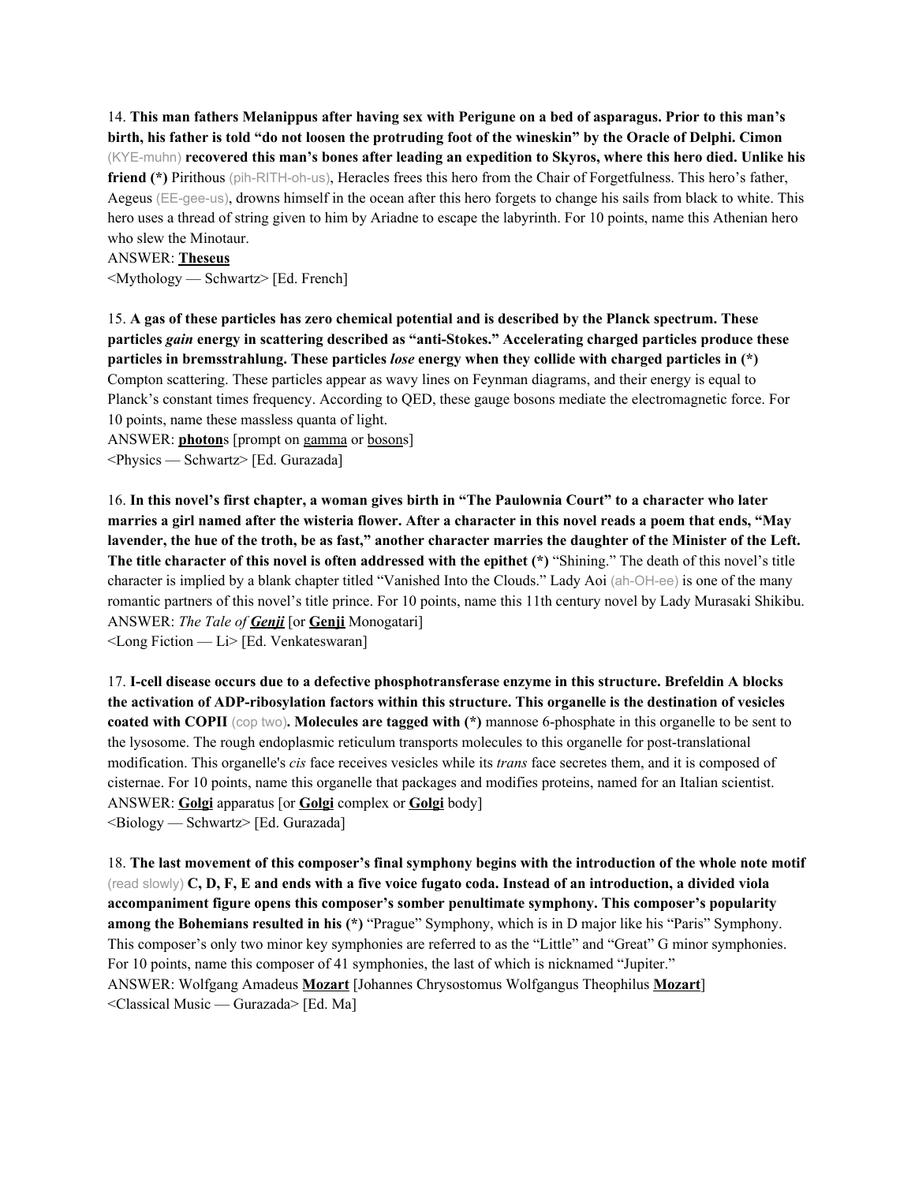14. **This man fathers Melanippus after having sex with Perigune on a bed of asparagus. Prior to this man's birth, his father is told "do not loosen the protruding foot of the wineskin" by the Oracle of Delphi. Cimon** (KYE-muhn) **recovered this man's bones after leading an expedition to Skyros, where this hero died. Unlike his friend (*)** Pirithous (pih-RITH-oh-us), Heracles frees this hero from the Chair of Forgetfulness. This hero's father, Aegeus (EE-gee-us), drowns himself in the ocean after this hero forgets to change his sails from black to white. This hero uses a thread of string given to him by Ariadne to escape the labyrinth. For 10 points, name this Athenian hero who slew the Minotaur.

ANSWER: **<u>Theseus</u>**

<Mythology — Schwartz> [Ed. French]

15. **A gas of these particles has zero chemical potential and is described by the Planck spectrum. These particles *gain* energy in scattering described as "anti-Stokes." Accelerating charged particles produce these particles in bremsstrahlung. These particles *lose* energy when they collide with charged particles in (*)** Compton scattering. These particles appear as wavy lines on Feynman diagrams, and their energy is equal to Planck's constant times frequency. According to QED, these gauge bosons mediate the electromagnetic force. For 10 points, name these massless quanta of light.

ANSWER: **<u>photon</u>**s [prompt on <u>gamma</u> or <u>boson</u>s]

<Physics — Schwartz> [Ed. Gurazada]

16. **In this novel's first chapter, a woman gives birth in "The Paulownia Court" to a character who later marries a girl named after the wisteria flower. After a character in this novel reads a poem that ends, "May lavender, the hue of the troth, be as fast," another character marries the daughter of the Minister of the Left. The title character of this novel is often addressed with the epithet (*)** "Shining." The death of this novel's title character is implied by a blank chapter titled "Vanished Into the Clouds." Lady Aoi (ah-OH-ee) is one of the many romantic partners of this novel's title prince. For 10 points, name this 11th century novel by Lady Murasaki Shikibu.

ANSWER: *The Tale of **<u>Genji</u>*** [or **<u>Genji</u>** Monogatari]

<Long Fiction — Li> [Ed. Venkateswaran]

17. **I-cell disease occurs due to a defective phosphotransferase enzyme in this structure. Brefeldin A blocks the activation of ADP-ribosylation factors within this structure. This organelle is the destination of vesicles coated with COPII** (cop two)**. Molecules are tagged with (*)** mannose 6-phosphate in this organelle to be sent to the lysosome. The rough endoplasmic reticulum transports molecules to this organelle for post-translational modification. This organelle's *cis* face receives vesicles while its *trans* face secretes them, and it is composed of cisternae. For 10 points, name this organelle that packages and modifies proteins, named for an Italian scientist.

ANSWER: **<u>Golgi</u>** apparatus [or **<u>Golgi</u>** complex or **<u>Golgi</u>** body]

<Biology — Schwartz> [Ed. Gurazada]

18. **The last movement of this composer's final symphony begins with the introduction of the whole note motif** (read slowly) **C, D, F, E and ends with a five voice fugato coda. Instead of an introduction, a divided viola accompaniment figure opens this composer's somber penultimate symphony. This composer's popularity among the Bohemians resulted in his (*)** "Prague" Symphony, which is in D major like his "Paris" Symphony. This composer's only two minor key symphonies are referred to as the "Little" and "Great" G minor symphonies. For 10 points, name this composer of 41 symphonies, the last of which is nicknamed "Jupiter."

ANSWER: Wolfgang Amadeus **<u>Mozart</u>** [Johannes Chrysostomus Wolfgangus Theophilus **<u>Mozart</u>**]

<Classical Music — Gurazada> [Ed. Ma]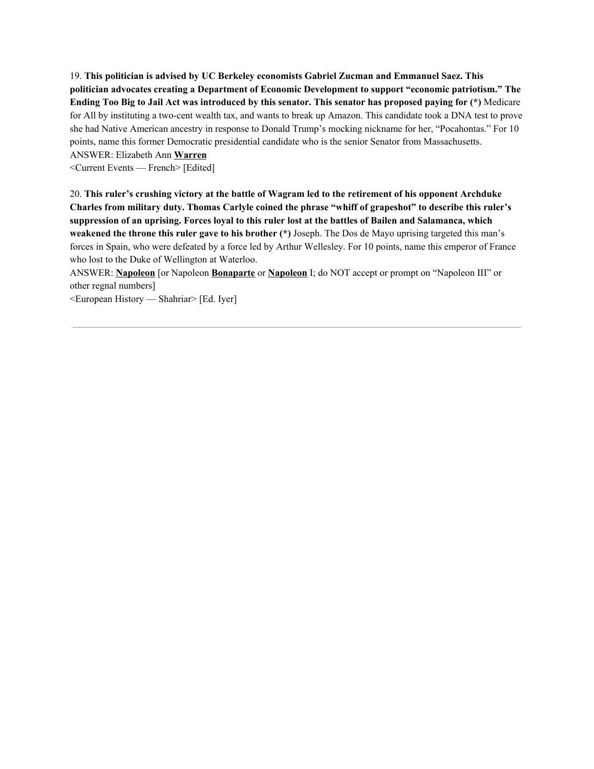19. **This politician is advised by UC Berkeley economists Gabriel Zucman and Emmanuel Saez. This politician advocates creating a Department of Economic Development to support "economic patriotism." The Ending Too Big to Jail Act was introduced by this senator. This senator has proposed paying for (*)** Medicare for All by instituting a two-cent wealth tax, and wants to break up Amazon. This candidate took a DNA test to prove she had Native American ancestry in response to Donald Trump's mocking nickname for her, "Pocahontas." For 10 points, name this former Democratic presidential candidate who is the senior Senator from Massachusetts.

ANSWER: Elizabeth Ann **<u>Warren</u>**

<Current Events — French> [Edited]

20. **This ruler's crushing victory at the battle of Wagram led to the retirement of his opponent Archduke Charles from military duty. Thomas Carlyle coined the phrase "whiff of grapeshot" to describe this ruler's suppression of an uprising. Forces loyal to this ruler lost at the battles of Bailen and Salamanca, which weakened the throne this ruler gave to his brother (*)** Joseph. The Dos de Mayo uprising targeted this man's forces in Spain, who were defeated by a force led by Arthur Wellesley. For 10 points, name this emperor of France who lost to the Duke of Wellington at Waterloo.

ANSWER: **<u>Napoleon</u>** [or Napoleon **<u>Bonaparte</u>** or **<u>Napoleon</u>** I; do NOT accept or prompt on "Napoleon III" or other regnal numbers]

<European History — Shahriar> [Ed. Iyer]

---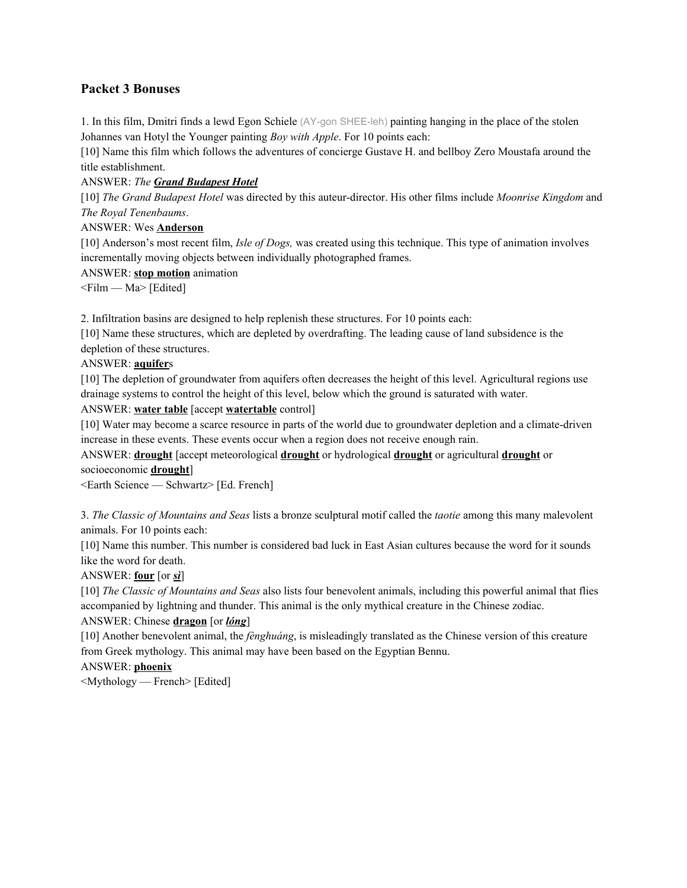## Packet 3 Bonuses

1. In this film, Dmitri finds a lewd Egon Schiele (AY-gon SHEE-leh) painting hanging in the place of the stolen Johannes van Hotyl the Younger painting *Boy with Apple*. For 10 points each:

[10] Name this film which follows the adventures of concierge Gustave H. and bellboy Zero Moustafa around the title establishment.

ANSWER: *The* ***Grand Budapest Hotel***

[10] *The Grand Budapest Hotel* was directed by this auteur-director. His other films include *Moonrise Kingdom* and *The Royal Tenenbaums*.

ANSWER: Wes **Anderson**

[10] Anderson's most recent film, *Isle of Dogs,* was created using this technique. This type of animation involves incrementally moving objects between individually photographed frames.

ANSWER: **stop motion** animation

<Film — Ma> [Edited]

2. Infiltration basins are designed to help replenish these structures. For 10 points each:

[10] Name these structures, which are depleted by overdrafting. The leading cause of land subsidence is the depletion of these structures.

ANSWER: **aquifer**s

[10] The depletion of groundwater from aquifers often decreases the height of this level. Agricultural regions use drainage systems to control the height of this level, below which the ground is saturated with water.

ANSWER: **water table** [accept **watertable** control]

[10] Water may become a scarce resource in parts of the world due to groundwater depletion and a climate-driven increase in these events. These events occur when a region does not receive enough rain.

ANSWER: **drought** [accept meteorological **drought** or hydrological **drought** or agricultural **drought** or socioeconomic **drought**]

<Earth Science — Schwartz> [Ed. French]

3. *The Classic of Mountains and Seas* lists a bronze sculptural motif called the *taotie* among this many malevolent animals. For 10 points each:

[10] Name this number. This number is considered bad luck in East Asian cultures because the word for it sounds like the word for death.

ANSWER: **four** [or ***sì***]

[10] *The Classic of Mountains and Seas* also lists four benevolent animals, including this powerful animal that flies accompanied by lightning and thunder. This animal is the only mythical creature in the Chinese zodiac.

ANSWER: Chinese **dragon** [or ***lóng***]

[10] Another benevolent animal, the *fènghuáng*, is misleadingly translated as the Chinese version of this creature from Greek mythology. This animal may have been based on the Egyptian Bennu.

ANSWER: **phoenix**

<Mythology — French> [Edited]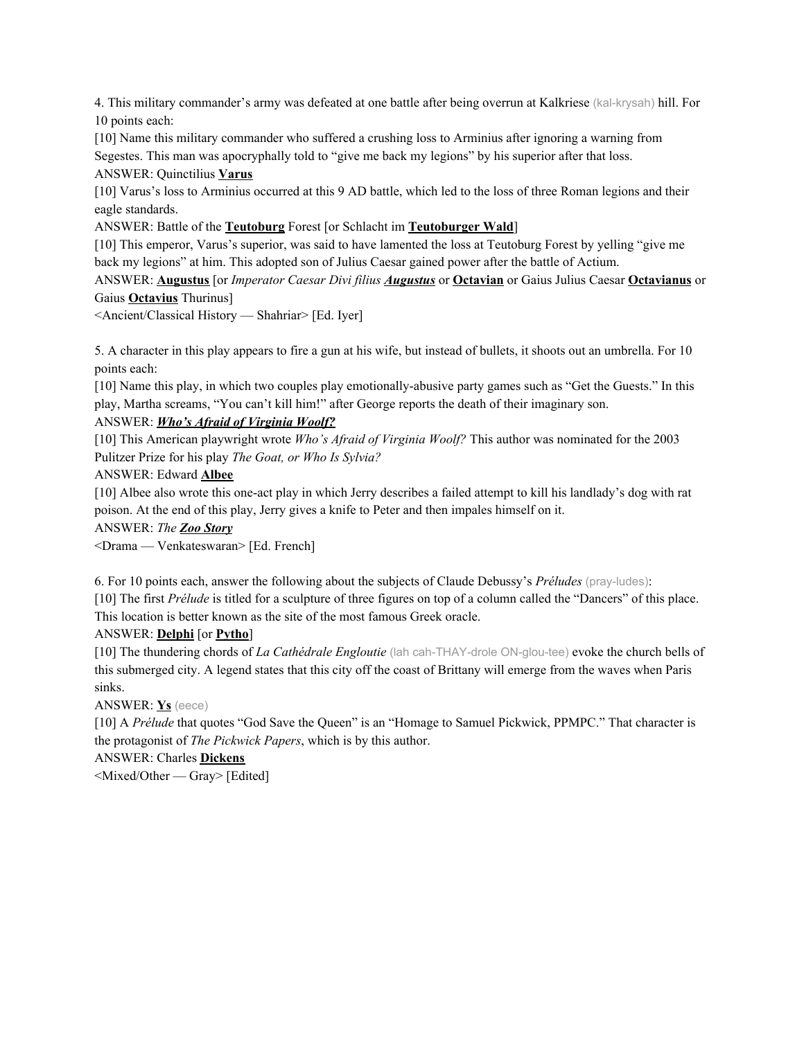4. This military commander's army was defeated at one battle after being overrun at Kalkriese (kal-krysah) hill. For 10 points each:

[10] Name this military commander who suffered a crushing loss to Arminius after ignoring a warning from Segestes. This man was apocryphally told to "give me back my legions" by his superior after that loss.

ANSWER: Quinctilius **Varus**

[10] Varus's loss to Arminius occurred at this 9 AD battle, which led to the loss of three Roman legions and their eagle standards.

ANSWER: Battle of the **Teutoburg** Forest [or Schlacht im **Teutoburger Wald**]

[10] This emperor, Varus's superior, was said to have lamented the loss at Teutoburg Forest by yelling "give me back my legions" at him. This adopted son of Julius Caesar gained power after the battle of Actium.

ANSWER: **Augustus** [or *Imperator Caesar Divi filius* ***Augustus*** or **Octavian** or Gaius Julius Caesar **Octavianus** or Gaius **Octavius** Thurinus]

<Ancient/Classical History — Shahriar> [Ed. Iyer]

5. A character in this play appears to fire a gun at his wife, but instead of bullets, it shoots out an umbrella. For 10 points each:

[10] Name this play, in which two couples play emotionally-abusive party games such as "Get the Guests." In this play, Martha screams, "You can't kill him!" after George reports the death of their imaginary son.

ANSWER: ***Who's Afraid of Virginia Woolf?***

[10] This American playwright wrote *Who's Afraid of Virginia Woolf?* This author was nominated for the 2003 Pulitzer Prize for his play *The Goat, or Who Is Sylvia?*

ANSWER: Edward **Albee**

[10] Albee also wrote this one-act play in which Jerry describes a failed attempt to kill his landlady's dog with rat poison. At the end of this play, Jerry gives a knife to Peter and then impales himself on it.

ANSWER: *The* ***Zoo Story***

<Drama — Venkateswaran> [Ed. French]

6. For 10 points each, answer the following about the subjects of Claude Debussy's *Préludes* (pray-ludes):

[10] The first *Prélude* is titled for a sculpture of three figures on top of a column called the "Dancers" of this place. This location is better known as the site of the most famous Greek oracle.

ANSWER: **Delphi** [or **Pytho**]

[10] The thundering chords of *La Cathédrale Engloutie* (lah cah-THAY-drole ON-glou-tee) evoke the church bells of this submerged city. A legend states that this city off the coast of Brittany will emerge from the waves when Paris sinks.

ANSWER: **Ys** (eece)

[10] A *Prélude* that quotes "God Save the Queen" is an "Homage to Samuel Pickwick, PPMPC." That character is the protagonist of *The Pickwick Papers*, which is by this author.

ANSWER: Charles **Dickens**

<Mixed/Other — Gray> [Edited]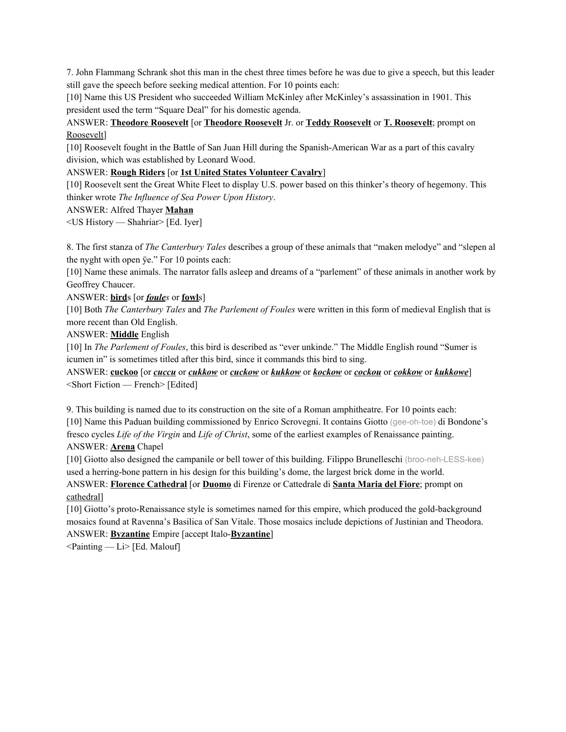7. John Flammang Schrank shot this man in the chest three times before he was due to give a speech, but this leader still gave the speech before seeking medical attention. For 10 points each:

[10] Name this US President who succeeded William McKinley after McKinley's assassination in 1901. This president used the term "Square Deal" for his domestic agenda.

ANSWER: **Theodore Roosevelt** [or **Theodore Roosevelt** Jr. or **Teddy Roosevelt** or **T. Roosevelt**; prompt on Roosevelt]

[10] Roosevelt fought in the Battle of San Juan Hill during the Spanish-American War as a part of this cavalry division, which was established by Leonard Wood.

ANSWER: **Rough Riders** [or **1st United States Volunteer Cavalry**]

[10] Roosevelt sent the Great White Fleet to display U.S. power based on this thinker's theory of hegemony. This thinker wrote *The Influence of Sea Power Upon History*.

ANSWER: Alfred Thayer **Mahan**

<US History — Shahriar> [Ed. Iyer]

8. The first stanza of *The Canterbury Tales* describes a group of these animals that "maken melodye" and "slepen al the nyght with open ÿe." For 10 points each:

[10] Name these animals. The narrator falls asleep and dreams of a "parlement" of these animals in another work by Geoffrey Chaucer.

ANSWER: **bird**s [or ***foule****s* or **fowl**s]

[10] Both *The Canterbury Tales* and *The Parlement of Foules* were written in this form of medieval English that is more recent than Old English.

ANSWER: **Middle** English

[10] In *The Parlement of Foules*, this bird is described as "ever unkinde." The Middle English round "Sumer is icumen in" is sometimes titled after this bird, since it commands this bird to sing.

ANSWER: **cuckoo** [or ***cuccu*** or ***cukkow*** or ***cuckow*** or ***kukkow*** or ***kockow*** or ***cockou*** or ***cokkow*** or ***kukkowe***]

<Short Fiction — French> [Edited]

9. This building is named due to its construction on the site of a Roman amphitheatre. For 10 points each:

[10] Name this Paduan building commissioned by Enrico Scrovegni. It contains Giotto (gee-oh-toe) di Bondone's fresco cycles *Life of the Virgin* and *Life of Christ*, some of the earliest examples of Renaissance painting.

ANSWER: **Arena** Chapel

[10] Giotto also designed the campanile or bell tower of this building. Filippo Brunelleschi (broo-neh-LESS-kee) used a herring-bone pattern in his design for this building's dome, the largest brick dome in the world.

ANSWER: **Florence Cathedral** [or **Duomo** di Firenze or Cattedrale di **Santa Maria del Fiore**; prompt on cathedral]

[10] Giotto's proto-Renaissance style is sometimes named for this empire, which produced the gold-background mosaics found at Ravenna's Basilica of San Vitale. Those mosaics include depictions of Justinian and Theodora.

ANSWER: **Byzantine** Empire [accept Italo-**Byzantine**]

<Painting — Li> [Ed. Malouf]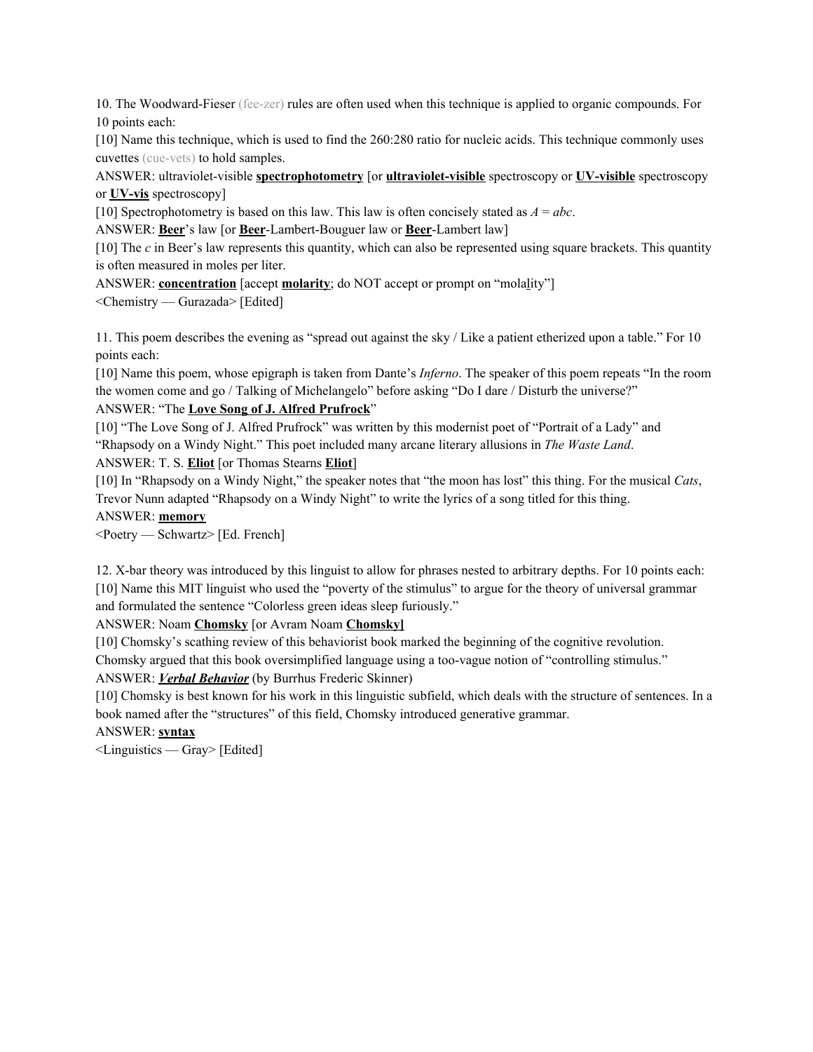10. The Woodward-Fieser (fee-zer) rules are often used when this technique is applied to organic compounds. For 10 points each:

[10] Name this technique, which is used to find the 260:280 ratio for nucleic acids. This technique commonly uses cuvettes (cue-vets) to hold samples.

ANSWER: ultraviolet-visible **spectrophotometry** [or **ultraviolet-visible** spectroscopy or **UV-visible** spectroscopy or **UV-vis** spectroscopy]

[10] Spectrophotometry is based on this law. This law is often concisely stated as $A = abc$.

ANSWER: **Beer**'s law [or **Beer**-Lambert-Bouguer law or **Beer**-Lambert law]

[10] The $c$ in Beer's law represents this quantity, which can also be represented using square brackets. This quantity is often measured in moles per liter.

ANSWER: **concentration** [accept **molarity**; do NOT accept or prompt on "molality"]

<Chemistry — Gurazada> [Edited]

11. This poem describes the evening as "spread out against the sky / Like a patient etherized upon a table." For 10 points each:

[10] Name this poem, whose epigraph is taken from Dante's *Inferno*. The speaker of this poem repeats "In the room the women come and go / Talking of Michelangelo" before asking "Do I dare / Disturb the universe?"

ANSWER: "The **Love Song of J. Alfred Prufrock**"

[10] "The Love Song of J. Alfred Prufrock" was written by this modernist poet of "Portrait of a Lady" and "Rhapsody on a Windy Night." This poet included many arcane literary allusions in *The Waste Land*.

ANSWER: T. S. **Eliot** [or Thomas Stearns **Eliot**]

[10] In "Rhapsody on a Windy Night," the speaker notes that "the moon has lost" this thing. For the musical *Cats*, Trevor Nunn adapted "Rhapsody on a Windy Night" to write the lyrics of a song titled for this thing.

ANSWER: **memory**

<Poetry — Schwartz> [Ed. French]

12. X-bar theory was introduced by this linguist to allow for phrases nested to arbitrary depths. For 10 points each:

[10] Name this MIT linguist who used the "poverty of the stimulus" to argue for the theory of universal grammar and formulated the sentence "Colorless green ideas sleep furiously."

ANSWER: Noam **Chomsky** [or Avram Noam **Chomsky**]

[10] Chomsky's scathing review of this behaviorist book marked the beginning of the cognitive revolution. Chomsky argued that this book oversimplified language using a too-vague notion of "controlling stimulus."

ANSWER: ***Verbal Behavior*** (by Burrhus Frederic Skinner)

[10] Chomsky is best known for his work in this linguistic subfield, which deals with the structure of sentences. In a book named after the "structures" of this field, Chomsky introduced generative grammar.

ANSWER: **syntax**

<Linguistics — Gray> [Edited]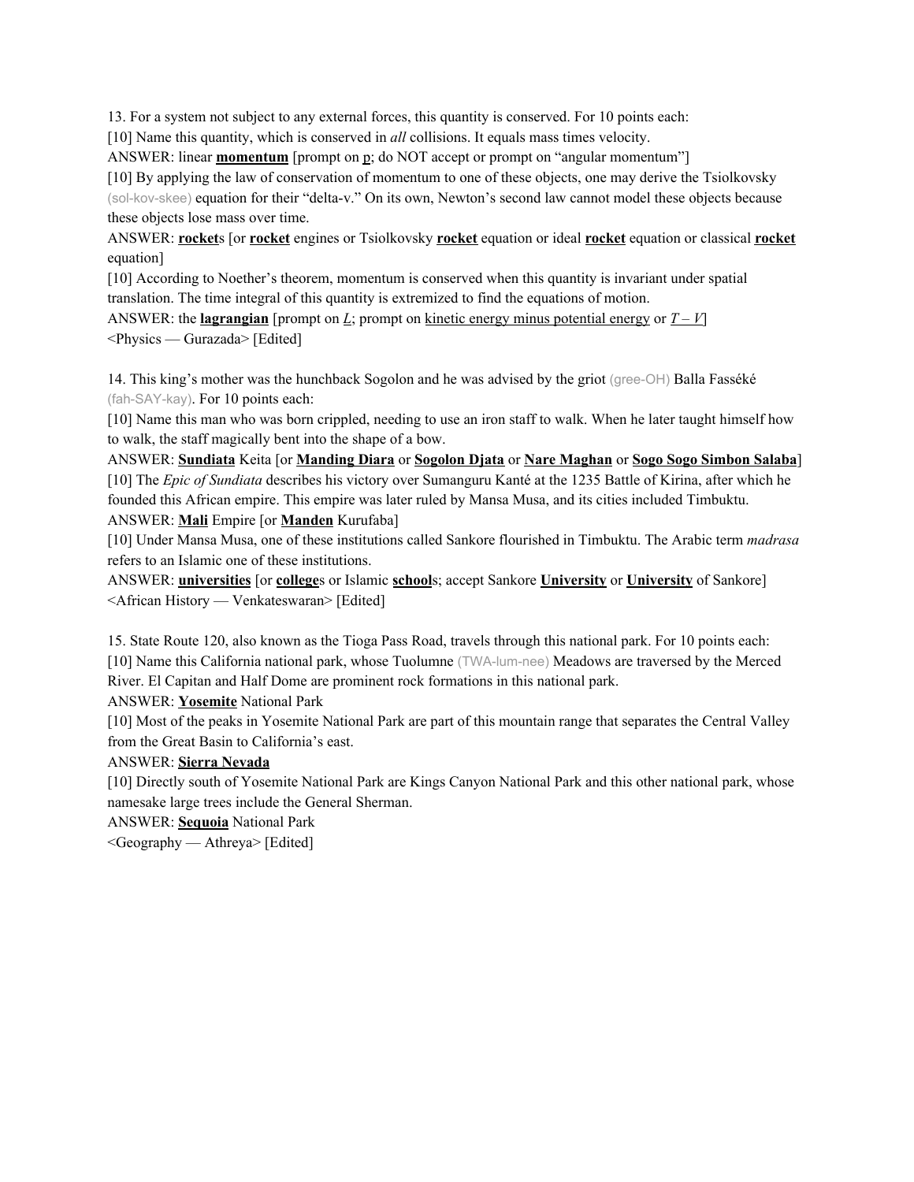13. For a system not subject to any external forces, this quantity is conserved. For 10 points each:

[10] Name this quantity, which is conserved in *all* collisions. It equals mass times velocity.

ANSWER: linear **<u>momentum</u>** [prompt on <u>p</u>; do NOT accept or prompt on "angular momentum"]

[10] By applying the law of conservation of momentum to one of these objects, one may derive the Tsiolkovsky (sol-kov-skee) equation for their "delta-v." On its own, Newton's second law cannot model these objects because these objects lose mass over time.

ANSWER: **<u>rocket</u>**s [or **<u>rocket</u>** engines or Tsiolkovsky **<u>rocket</u>** equation or ideal **<u>rocket</u>** equation or classical **<u>rocket</u>** equation]

[10] According to Noether's theorem, momentum is conserved when this quantity is invariant under spatial translation. The time integral of this quantity is extremized to find the equations of motion.

ANSWER: the **<u>lagrangian</u>** [prompt on $L$; prompt on <u>kinetic energy minus potential energy</u> or $T - V$]

<Physics — Gurazada> [Edited]

14. This king's mother was the hunchback Sogolon and he was advised by the griot (gree-OH) Balla Fasséké (fah-SAY-kay). For 10 points each:

[10] Name this man who was born crippled, needing to use an iron staff to walk. When he later taught himself how to walk, the staff magically bent into the shape of a bow.

ANSWER: **<u>Sundiata</u>** Keita [or **<u>Manding Diara</u>** or **<u>Sogolon Djata</u>** or **<u>Nare Maghan</u>** or **<u>Sogo Sogo Simbon Salaba</u>**]

[10] The *Epic of Sundiata* describes his victory over Sumanguru Kanté at the 1235 Battle of Kirina, after which he founded this African empire. This empire was later ruled by Mansa Musa, and its cities included Timbuktu.

ANSWER: **<u>Mali</u>** Empire [or **<u>Manden</u>** Kurufaba]

[10] Under Mansa Musa, one of these institutions called Sankore flourished in Timbuktu. The Arabic term *madrasa* refers to an Islamic one of these institutions.

ANSWER: **<u>universities</u>** [or **<u>college</u>**s or Islamic **<u>school</u>**s; accept Sankore **<u>University</u>** or **<u>University</u>** of Sankore]

<African History — Venkateswaran> [Edited]

15. State Route 120, also known as the Tioga Pass Road, travels through this national park. For 10 points each:

[10] Name this California national park, whose Tuolumne (TWA-lum-nee) Meadows are traversed by the Merced River. El Capitan and Half Dome are prominent rock formations in this national park.

ANSWER: **<u>Yosemite</u>** National Park

[10] Most of the peaks in Yosemite National Park are part of this mountain range that separates the Central Valley from the Great Basin to California's east.

ANSWER: **<u>Sierra Nevada</u>**

[10] Directly south of Yosemite National Park are Kings Canyon National Park and this other national park, whose namesake large trees include the General Sherman.

ANSWER: **<u>Sequoia</u>** National Park

<Geography — Athreya> [Edited]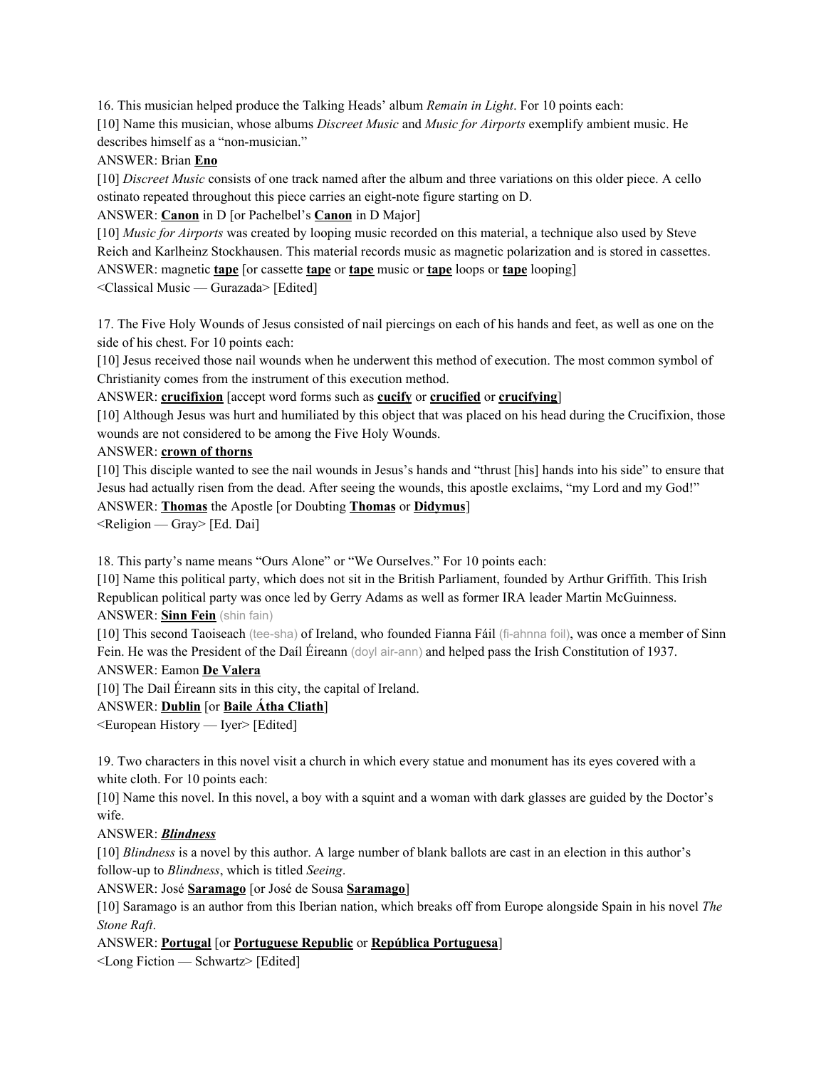16. This musician helped produce the Talking Heads' album *Remain in Light*. For 10 points each:

[10] Name this musician, whose albums *Discreet Music* and *Music for Airports* exemplify ambient music. He describes himself as a "non-musician."

ANSWER: Brian **Eno**

[10] *Discreet Music* consists of one track named after the album and three variations on this older piece. A cello ostinato repeated throughout this piece carries an eight-note figure starting on D.

ANSWER: **Canon** in D [or Pachelbel's **Canon** in D Major]

[10] *Music for Airports* was created by looping music recorded on this material, a technique also used by Steve Reich and Karlheinz Stockhausen. This material records music as magnetic polarization and is stored in cassettes.

ANSWER: magnetic **tape** [or cassette **tape** or **tape** music or **tape** loops or **tape** looping]

<Classical Music — Gurazada> [Edited]

17. The Five Holy Wounds of Jesus consisted of nail piercings on each of his hands and feet, as well as one on the side of his chest. For 10 points each:

[10] Jesus received those nail wounds when he underwent this method of execution. The most common symbol of Christianity comes from the instrument of this execution method.

ANSWER: **crucifixion** [accept word forms such as **cucify** or **crucified** or **crucifying**]

[10] Although Jesus was hurt and humiliated by this object that was placed on his head during the Crucifixion, those wounds are not considered to be among the Five Holy Wounds.

ANSWER: **crown of thorns**

[10] This disciple wanted to see the nail wounds in Jesus's hands and "thrust [his] hands into his side" to ensure that Jesus had actually risen from the dead. After seeing the wounds, this apostle exclaims, "my Lord and my God!"

ANSWER: **Thomas** the Apostle [or Doubting **Thomas** or **Didymus**]

<Religion — Gray> [Ed. Dai]

18. This party's name means "Ours Alone" or "We Ourselves." For 10 points each:

[10] Name this political party, which does not sit in the British Parliament, founded by Arthur Griffith. This Irish Republican political party was once led by Gerry Adams as well as former IRA leader Martin McGuinness.

ANSWER: **Sinn Fein** (shin fain)

[10] This second Taoiseach (tee-sha) of Ireland, who founded Fianna Fáil (fi-ahnna foil), was once a member of Sinn Fein. He was the President of the Daíl Éireann (doyl air-ann) and helped pass the Irish Constitution of 1937.

ANSWER: Eamon **De Valera**

[10] The Dail Éireann sits in this city, the capital of Ireland.

ANSWER: **Dublin** [or **Baile Átha Cliath**]

<European History — Iyer> [Edited]

19. Two characters in this novel visit a church in which every statue and monument has its eyes covered with a white cloth. For 10 points each:

[10] Name this novel. In this novel, a boy with a squint and a woman with dark glasses are guided by the Doctor's wife.

ANSWER: ***Blindness***

[10] *Blindness* is a novel by this author. A large number of blank ballots are cast in an election in this author's follow-up to *Blindness*, which is titled *Seeing*.

ANSWER: José **Saramago** [or José de Sousa **Saramago**]

[10] Saramago is an author from this Iberian nation, which breaks off from Europe alongside Spain in his novel *The Stone Raft*.

ANSWER: **Portugal** [or **Portuguese Republic** or **República Portuguesa**]

<Long Fiction — Schwartz> [Edited]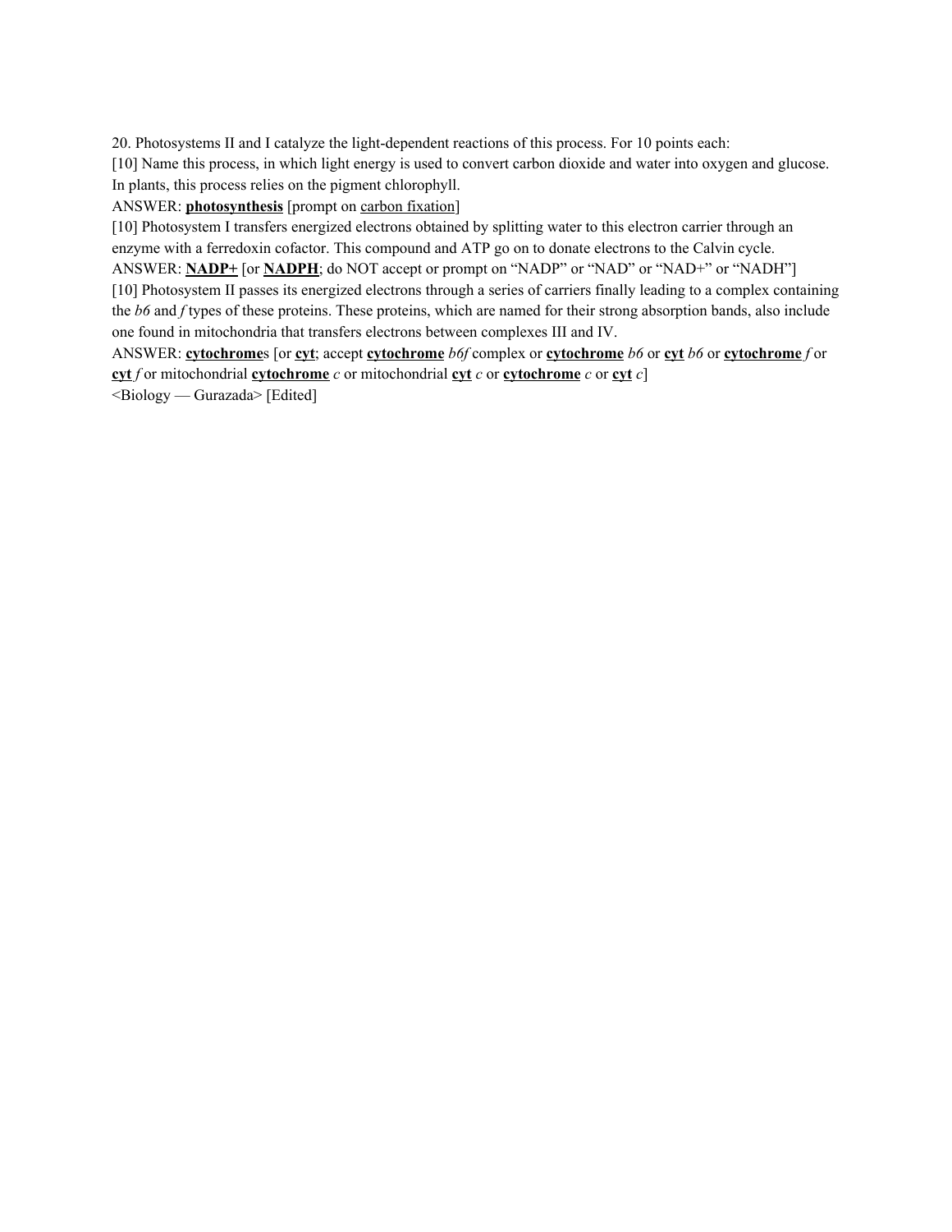20. Photosystems II and I catalyze the light-dependent reactions of this process. For 10 points each:

[10] Name this process, in which light energy is used to convert carbon dioxide and water into oxygen and glucose. In plants, this process relies on the pigment chlorophyll.

ANSWER: **photosynthesis** [prompt on carbon fixation]

[10] Photosystem I transfers energized electrons obtained by splitting water to this electron carrier through an enzyme with a ferredoxin cofactor. This compound and ATP go on to donate electrons to the Calvin cycle.

ANSWER: **NADP+** [or **NADPH**; do NOT accept or prompt on "NADP" or "NAD" or "NAD+" or "NADH"]

[10] Photosystem II passes its energized electrons through a series of carriers finally leading to a complex containing the *b6* and *f* types of these proteins. These proteins, which are named for their strong absorption bands, also include one found in mitochondria that transfers electrons between complexes III and IV.

ANSWER: **cytochrome**s [or **cyt**; accept **cytochrome** *b6f* complex or **cytochrome** *b6* or **cyt** *b6* or **cytochrome** *f* or **cyt** *f* or mitochondrial **cytochrome** *c* or mitochondrial **cyt** *c* or **cytochrome** *c* or **cyt** *c*]

<Biology — Gurazada> [Edited]